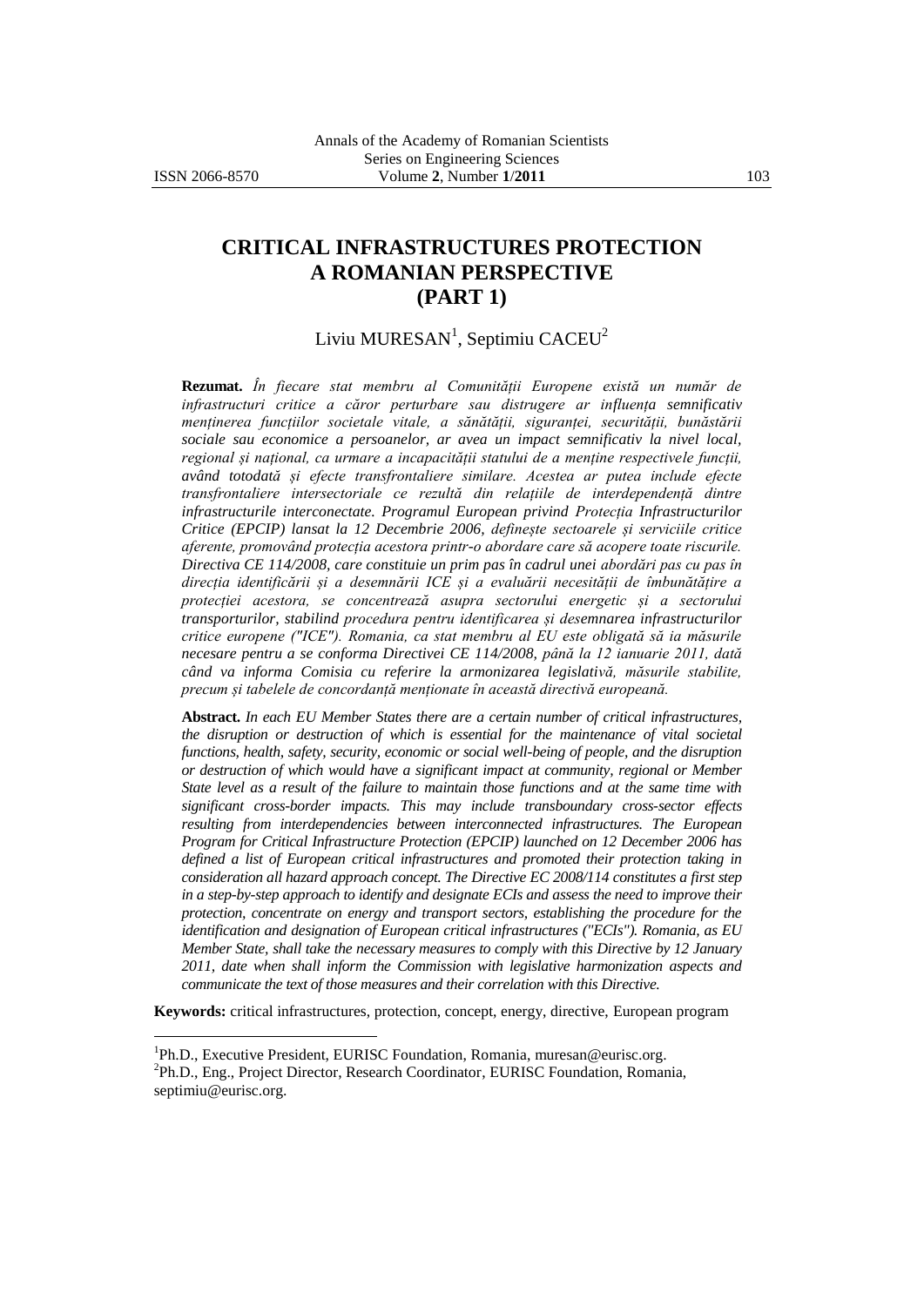# CRITICAL INFRASTRUCTURES PROTECTION A ROMANIAN PERSPECTIVE (PART 1)

Liviu MURESAN[1], Septimiu CACEU[2]

**Rezumat.** *În fiecare stat membru al Comunității Europene există un număr de infrastructuri critice a căror perturbare sau distrugere ar influența semnificativ menținerea funcțiilor societale vitale, a sănătății, siguranței, securității, bunăstării sociale sau economice a persoanelor, ar avea un impact semnificativ la nivel local, regional și național, ca urmare a incapacității statului de a menține respectivele funcții, având totodată și efecte transfrontaliere similare. Acestea ar putea include efecte transfrontaliere intersectoriale ce rezultă din relațiile de interdependență dintre infrastructurile interconectate. Programul European privind Protecția Infrastructurilor Critice (EPCIP) lansat la 12 Decembrie 2006, definește sectoarele și serviciile critice aferente, promovând protecția acestora printr-o abordare care să acopere toate riscurile. Directiva CE 114/2008, care constituie un prim pas în cadrul unei abordări pas cu pas în direcția identificării și a desemnării ICE și a evaluării necesității de îmbunătățire a protecției acestora, se concentrează asupra sectorului energetic și a sectorului transporturilor, stabilind procedura pentru identificarea și desemnarea infrastructurilor critice europene ("ICE"). Romania, ca stat membru al EU este obligată să ia măsurile necesare pentru a se conforma Directivei CE 114/2008, până la 12 ianuarie 2011, dată când va informa Comisia cu referire la armonizarea legislativă, măsurile stabilite, precum și tabelele de concordanță menționate în această directivă europeană.*

**Abstract.** *In each EU Member States there are a certain number of critical infrastructures, the disruption or destruction of which is essential for the maintenance of vital societal functions, health, safety, security, economic or social well-being of people, and the disruption or destruction of which would have a significant impact at community, regional or Member State level as a result of the failure to maintain those functions and at the same time with significant cross-border impacts. This may include transboundary cross-sector effects resulting from interdependencies between interconnected infrastructures. The European Program for Critical Infrastructure Protection (EPCIP) launched on 12 December 2006 has defined a list of European critical infrastructures and promoted their protection taking in consideration all hazard approach concept. The Directive EC 2008/114 constitutes a first step in a step-by-step approach to identify and designate ECIs and assess the need to improve their protection, concentrate on energy and transport sectors, establishing the procedure for the identification and designation of European critical infrastructures ("ECIs"). Romania, as EU Member State, shall take the necessary measures to comply with this Directive by 12 January 2011, date when shall inform the Commission with legislative harmonization aspects and communicate the text of those measures and their correlation with this Directive.*

**Keywords:** critical infrastructures, protection, concept, energy, directive, European program

---

[1]Ph.D., Executive President, EURISC Foundation, Romania, muresan@eurisc.org.
[2]Ph.D., Eng., Project Director, Research Coordinator, EURISC Foundation, Romania, septimiu@eurisc.org.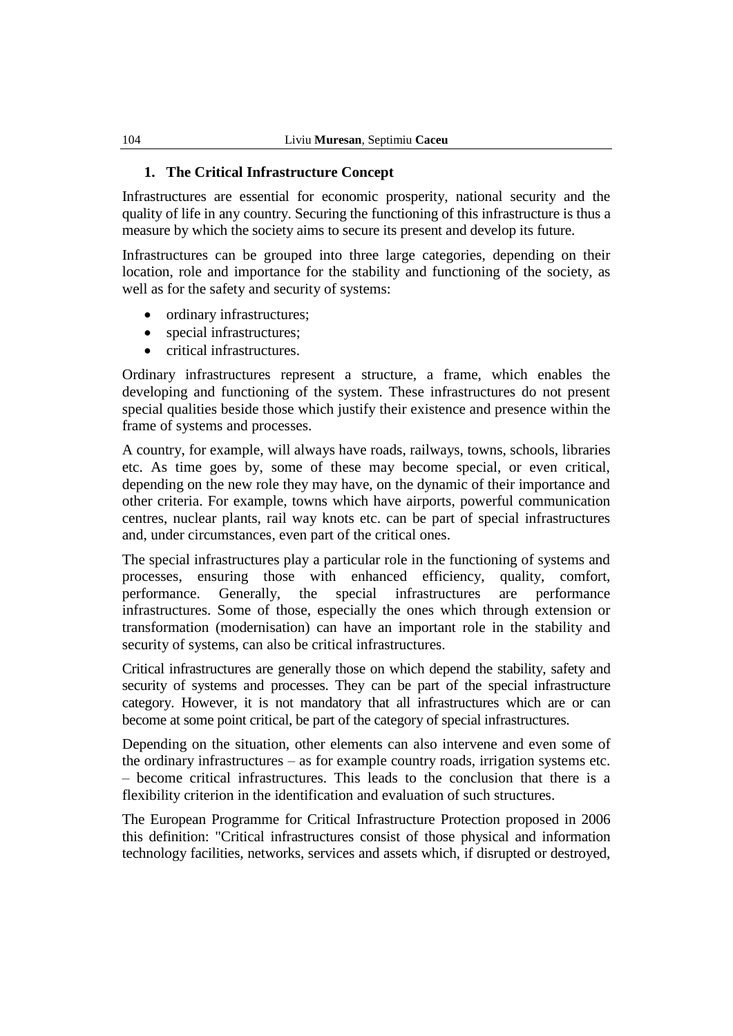## 1. The Critical Infrastructure Concept

Infrastructures are essential for economic prosperity, national security and the quality of life in any country. Securing the functioning of this infrastructure is thus a measure by which the society aims to secure its present and develop its future.

Infrastructures can be grouped into three large categories, depending on their location, role and importance for the stability and functioning of the society, as well as for the safety and security of systems:

- ordinary infrastructures;
- special infrastructures;
- critical infrastructures.

Ordinary infrastructures represent a structure, a frame, which enables the developing and functioning of the system. These infrastructures do not present special qualities beside those which justify their existence and presence within the frame of systems and processes.

A country, for example, will always have roads, railways, towns, schools, libraries etc. As time goes by, some of these may become special, or even critical, depending on the new role they may have, on the dynamic of their importance and other criteria. For example, towns which have airports, powerful communication centres, nuclear plants, rail way knots etc. can be part of special infrastructures and, under circumstances, even part of the critical ones.

The special infrastructures play a particular role in the functioning of systems and processes, ensuring those with enhanced efficiency, quality, comfort, performance. Generally, the special infrastructures are performance infrastructures. Some of those, especially the ones which through extension or transformation (modernisation) can have an important role in the stability and security of systems, can also be critical infrastructures.

Critical infrastructures are generally those on which depend the stability, safety and security of systems and processes. They can be part of the special infrastructure category. However, it is not mandatory that all infrastructures which are or can become at some point critical, be part of the category of special infrastructures.

Depending on the situation, other elements can also intervene and even some of the ordinary infrastructures – as for example country roads, irrigation systems etc. – become critical infrastructures. This leads to the conclusion that there is a flexibility criterion in the identification and evaluation of such structures.

The European Programme for Critical Infrastructure Protection proposed in 2006 this definition: "Critical infrastructures consist of those physical and information technology facilities, networks, services and assets which, if disrupted or destroyed,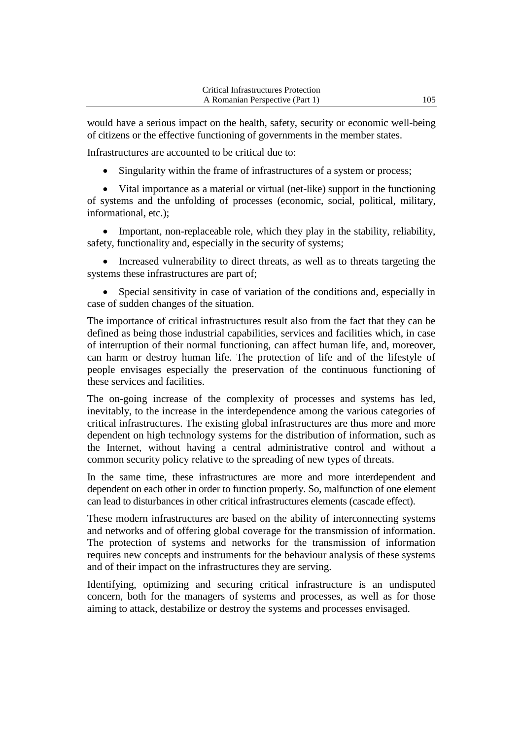would have a serious impact on the health, safety, security or economic well-being of citizens or the effective functioning of governments in the member states.

Infrastructures are accounted to be critical due to:

- Singularity within the frame of infrastructures of a system or process;
- Vital importance as a material or virtual (net-like) support in the functioning of systems and the unfolding of processes (economic, social, political, military, informational, etc.);
- Important, non-replaceable role, which they play in the stability, reliability, safety, functionality and, especially in the security of systems;
- Increased vulnerability to direct threats, as well as to threats targeting the systems these infrastructures are part of;
- Special sensitivity in case of variation of the conditions and, especially in case of sudden changes of the situation.

The importance of critical infrastructures result also from the fact that they can be defined as being those industrial capabilities, services and facilities which, in case of interruption of their normal functioning, can affect human life, and, moreover, can harm or destroy human life. The protection of life and of the lifestyle of people envisages especially the preservation of the continuous functioning of these services and facilities.

The on-going increase of the complexity of processes and systems has led, inevitably, to the increase in the interdependence among the various categories of critical infrastructures. The existing global infrastructures are thus more and more dependent on high technology systems for the distribution of information, such as the Internet, without having a central administrative control and without a common security policy relative to the spreading of new types of threats.

In the same time, these infrastructures are more and more interdependent and dependent on each other in order to function properly. So, malfunction of one element can lead to disturbances in other critical infrastructures elements (cascade effect).

These modern infrastructures are based on the ability of interconnecting systems and networks and of offering global coverage for the transmission of information. The protection of systems and networks for the transmission of information requires new concepts and instruments for the behaviour analysis of these systems and of their impact on the infrastructures they are serving.

Identifying, optimizing and securing critical infrastructure is an undisputed concern, both for the managers of systems and processes, as well as for those aiming to attack, destabilize or destroy the systems and processes envisaged.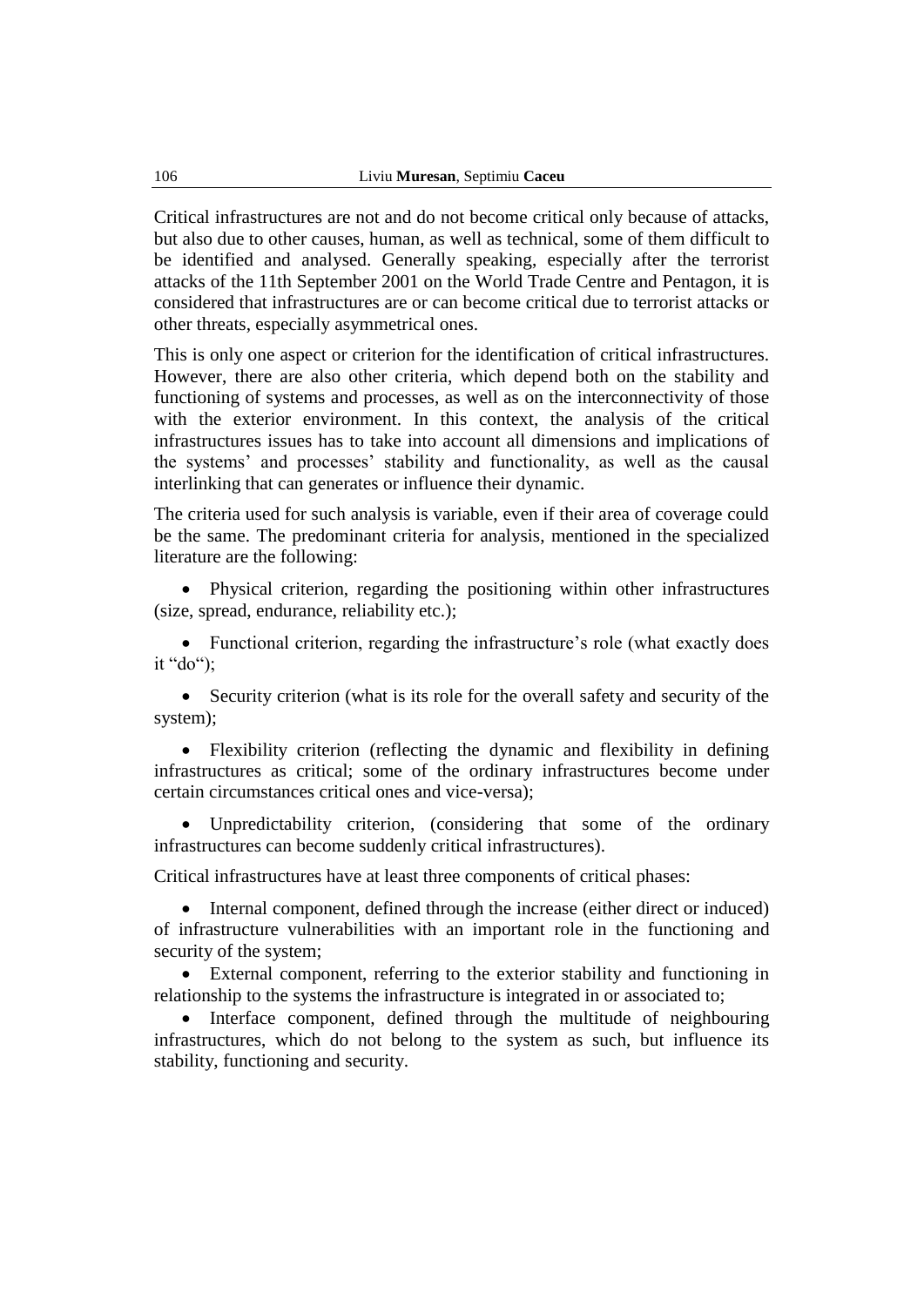Critical infrastructures are not and do not become critical only because of attacks, but also due to other causes, human, as well as technical, some of them difficult to be identified and analysed. Generally speaking, especially after the terrorist attacks of the 11th September 2001 on the World Trade Centre and Pentagon, it is considered that infrastructures are or can become critical due to terrorist attacks or other threats, especially asymmetrical ones.

This is only one aspect or criterion for the identification of critical infrastructures. However, there are also other criteria, which depend both on the stability and functioning of systems and processes, as well as on the interconnectivity of those with the exterior environment. In this context, the analysis of the critical infrastructures issues has to take into account all dimensions and implications of the systems' and processes' stability and functionality, as well as the causal interlinking that can generates or influence their dynamic.

The criteria used for such analysis is variable, even if their area of coverage could be the same. The predominant criteria for analysis, mentioned in the specialized literature are the following:

- Physical criterion, regarding the positioning within other infrastructures (size, spread, endurance, reliability etc.);
- Functional criterion, regarding the infrastructure's role (what exactly does it "do");
- Security criterion (what is its role for the overall safety and security of the system);
- Flexibility criterion (reflecting the dynamic and flexibility in defining infrastructures as critical; some of the ordinary infrastructures become under certain circumstances critical ones and vice-versa);
- Unpredictability criterion, (considering that some of the ordinary infrastructures can become suddenly critical infrastructures).

Critical infrastructures have at least three components of critical phases:

- Internal component, defined through the increase (either direct or induced) of infrastructure vulnerabilities with an important role in the functioning and security of the system;
- External component, referring to the exterior stability and functioning in relationship to the systems the infrastructure is integrated in or associated to;
- Interface component, defined through the multitude of neighbouring infrastructures, which do not belong to the system as such, but influence its stability, functioning and security.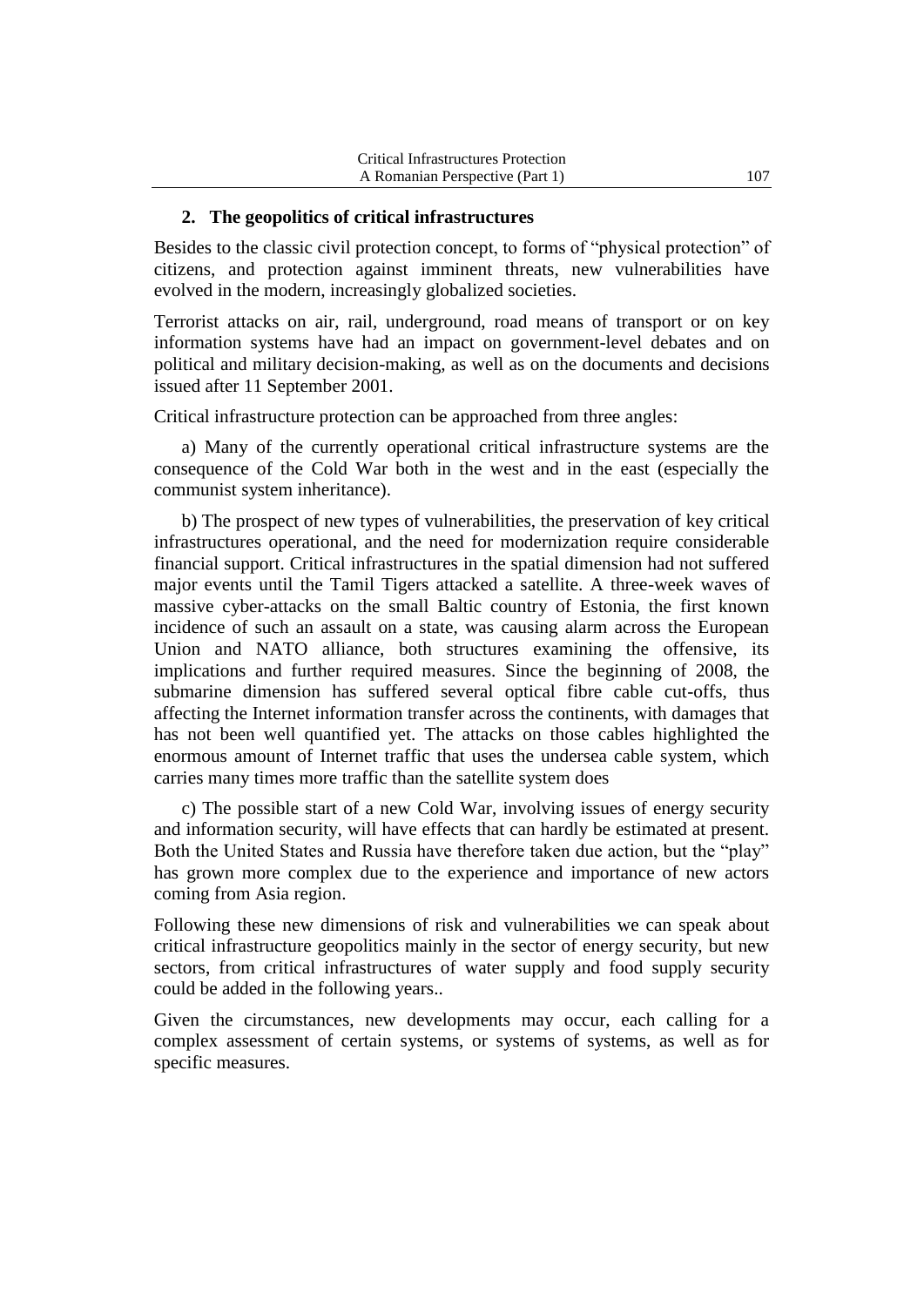## 2. The geopolitics of critical infrastructures

Besides to the classic civil protection concept, to forms of "physical protection" of citizens, and protection against imminent threats, new vulnerabilities have evolved in the modern, increasingly globalized societies.

Terrorist attacks on air, rail, underground, road means of transport or on key information systems have had an impact on government-level debates and on political and military decision-making, as well as on the documents and decisions issued after 11 September 2001.

Critical infrastructure protection can be approached from three angles:

a) Many of the currently operational critical infrastructure systems are the consequence of the Cold War both in the west and in the east (especially the communist system inheritance).

b) The prospect of new types of vulnerabilities, the preservation of key critical infrastructures operational, and the need for modernization require considerable financial support. Critical infrastructures in the spatial dimension had not suffered major events until the Tamil Tigers attacked a satellite. A three-week waves of massive cyber-attacks on the small Baltic country of Estonia, the first known incidence of such an assault on a state, was causing alarm across the European Union and NATO alliance, both structures examining the offensive, its implications and further required measures. Since the beginning of 2008, the submarine dimension has suffered several optical fibre cable cut-offs, thus affecting the Internet information transfer across the continents, with damages that has not been well quantified yet. The attacks on those cables highlighted the enormous amount of Internet traffic that uses the undersea cable system, which carries many times more traffic than the satellite system does

c) The possible start of a new Cold War, involving issues of energy security and information security, will have effects that can hardly be estimated at present. Both the United States and Russia have therefore taken due action, but the "play" has grown more complex due to the experience and importance of new actors coming from Asia region.

Following these new dimensions of risk and vulnerabilities we can speak about critical infrastructure geopolitics mainly in the sector of energy security, but new sectors, from critical infrastructures of water supply and food supply security could be added in the following years..

Given the circumstances, new developments may occur, each calling for a complex assessment of certain systems, or systems of systems, as well as for specific measures.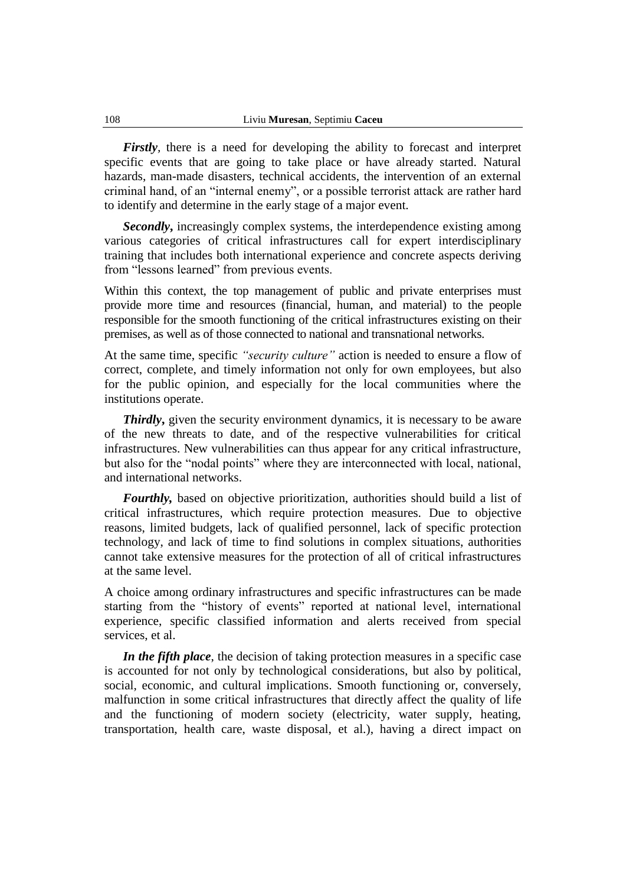***Firstly***, there is a need for developing the ability to forecast and interpret specific events that are going to take place or have already started. Natural hazards, man-made disasters, technical accidents, the intervention of an external criminal hand, of an "internal enemy", or a possible terrorist attack are rather hard to identify and determine in the early stage of a major event.

***Secondly*****,** increasingly complex systems, the interdependence existing among various categories of critical infrastructures call for expert interdisciplinary training that includes both international experience and concrete aspects deriving from "lessons learned" from previous events.

Within this context, the top management of public and private enterprises must provide more time and resources (financial, human, and material) to the people responsible for the smooth functioning of the critical infrastructures existing on their premises, as well as of those connected to national and transnational networks.

At the same time, specific *"security culture"* action is needed to ensure a flow of correct, complete, and timely information not only for own employees, but also for the public opinion, and especially for the local communities where the institutions operate.

***Thirdly*****,** given the security environment dynamics, it is necessary to be aware of the new threats to date, and of the respective vulnerabilities for critical infrastructures. New vulnerabilities can thus appear for any critical infrastructure, but also for the "nodal points" where they are interconnected with local, national, and international networks.

***Fourthly,*** based on objective prioritization, authorities should build a list of critical infrastructures, which require protection measures. Due to objective reasons, limited budgets, lack of qualified personnel, lack of specific protection technology, and lack of time to find solutions in complex situations, authorities cannot take extensive measures for the protection of all of critical infrastructures at the same level.

A choice among ordinary infrastructures and specific infrastructures can be made starting from the "history of events" reported at national level, international experience, specific classified information and alerts received from special services, et al.

***In the fifth place***, the decision of taking protection measures in a specific case is accounted for not only by technological considerations, but also by political, social, economic, and cultural implications. Smooth functioning or, conversely, malfunction in some critical infrastructures that directly affect the quality of life and the functioning of modern society (electricity, water supply, heating, transportation, health care, waste disposal, et al.), having a direct impact on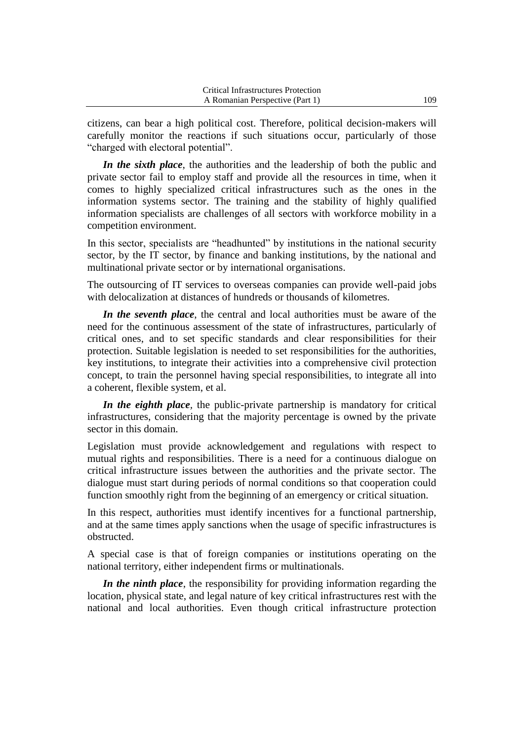citizens, can bear a high political cost. Therefore, political decision-makers will carefully monitor the reactions if such situations occur, particularly of those "charged with electoral potential".

***In the sixth place***, the authorities and the leadership of both the public and private sector fail to employ staff and provide all the resources in time, when it comes to highly specialized critical infrastructures such as the ones in the information systems sector. The training and the stability of highly qualified information specialists are challenges of all sectors with workforce mobility in a competition environment.

In this sector, specialists are "headhunted" by institutions in the national security sector, by the IT sector, by finance and banking institutions, by the national and multinational private sector or by international organisations.

The outsourcing of IT services to overseas companies can provide well-paid jobs with delocalization at distances of hundreds or thousands of kilometres.

***In the seventh place***, the central and local authorities must be aware of the need for the continuous assessment of the state of infrastructures, particularly of critical ones, and to set specific standards and clear responsibilities for their protection. Suitable legislation is needed to set responsibilities for the authorities, key institutions, to integrate their activities into a comprehensive civil protection concept, to train the personnel having special responsibilities, to integrate all into a coherent, flexible system, et al.

***In the eighth place***, the public-private partnership is mandatory for critical infrastructures, considering that the majority percentage is owned by the private sector in this domain.

Legislation must provide acknowledgement and regulations with respect to mutual rights and responsibilities. There is a need for a continuous dialogue on critical infrastructure issues between the authorities and the private sector. The dialogue must start during periods of normal conditions so that cooperation could function smoothly right from the beginning of an emergency or critical situation.

In this respect, authorities must identify incentives for a functional partnership, and at the same times apply sanctions when the usage of specific infrastructures is obstructed.

A special case is that of foreign companies or institutions operating on the national territory, either independent firms or multinationals.

***In the ninth place***, the responsibility for providing information regarding the location, physical state, and legal nature of key critical infrastructures rest with the national and local authorities. Even though critical infrastructure protection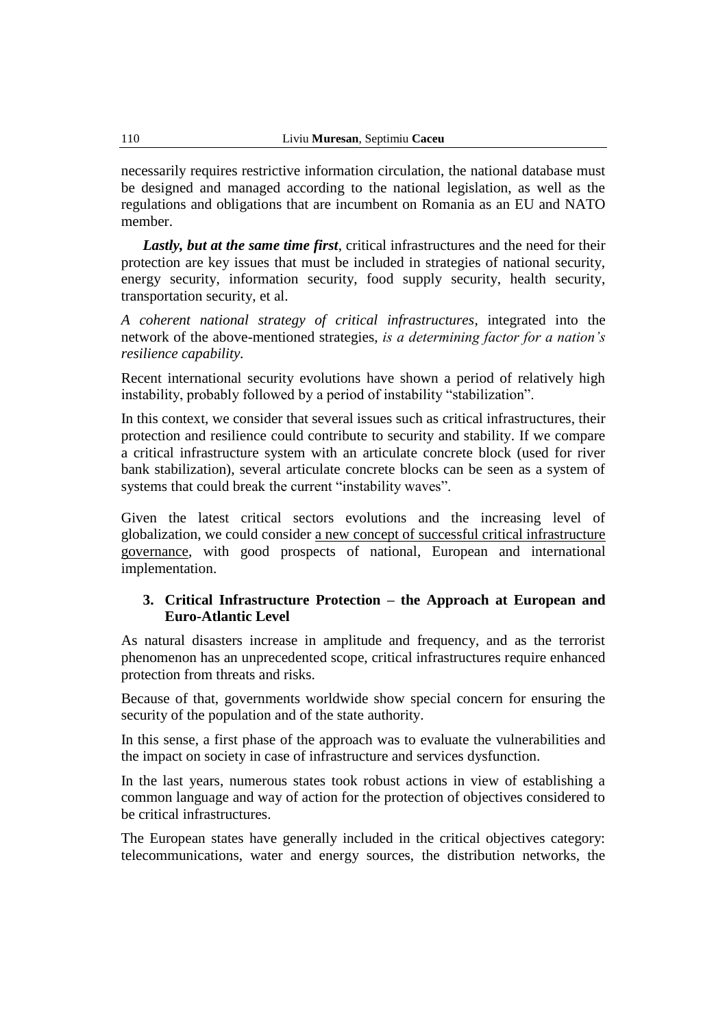necessarily requires restrictive information circulation, the national database must be designed and managed according to the national legislation, as well as the regulations and obligations that are incumbent on Romania as an EU and NATO member.

***Lastly, but at the same time first***, critical infrastructures and the need for their protection are key issues that must be included in strategies of national security, energy security, information security, food supply security, health security, transportation security, et al.

*A coherent national strategy of critical infrastructures*, integrated into the network of the above-mentioned strategies, *is a determining factor for a nation's resilience capability.*

Recent international security evolutions have shown a period of relatively high instability, probably followed by a period of instability "stabilization".

In this context, we consider that several issues such as critical infrastructures, their protection and resilience could contribute to security and stability. If we compare a critical infrastructure system with an articulate concrete block (used for river bank stabilization), several articulate concrete blocks can be seen as a system of systems that could break the current "instability waves".

Given the latest critical sectors evolutions and the increasing level of globalization, we could consider <u>a new concept of successful critical infrastructure governance</u>, with good prospects of national, European and international implementation.

## 3. Critical Infrastructure Protection – the Approach at European and Euro-Atlantic Level

As natural disasters increase in amplitude and frequency, and as the terrorist phenomenon has an unprecedented scope, critical infrastructures require enhanced protection from threats and risks.

Because of that, governments worldwide show special concern for ensuring the security of the population and of the state authority.

In this sense, a first phase of the approach was to evaluate the vulnerabilities and the impact on society in case of infrastructure and services dysfunction.

In the last years, numerous states took robust actions in view of establishing a common language and way of action for the protection of objectives considered to be critical infrastructures.

The European states have generally included in the critical objectives category: telecommunications, water and energy sources, the distribution networks, the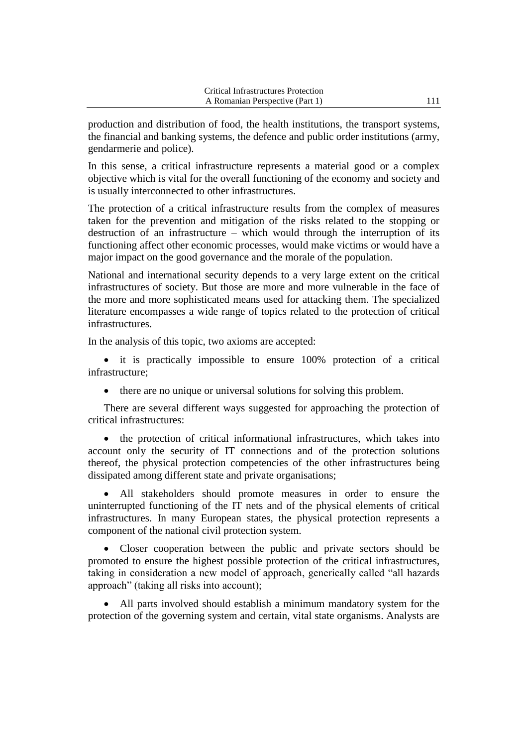production and distribution of food, the health institutions, the transport systems, the financial and banking systems, the defence and public order institutions (army, gendarmerie and police).

In this sense, a critical infrastructure represents a material good or a complex objective which is vital for the overall functioning of the economy and society and is usually interconnected to other infrastructures.

The protection of a critical infrastructure results from the complex of measures taken for the prevention and mitigation of the risks related to the stopping or destruction of an infrastructure – which would through the interruption of its functioning affect other economic processes, would make victims or would have a major impact on the good governance and the morale of the population.

National and international security depends to a very large extent on the critical infrastructures of society. But those are more and more vulnerable in the face of the more and more sophisticated means used for attacking them. The specialized literature encompasses a wide range of topics related to the protection of critical infrastructures.

In the analysis of this topic, two axioms are accepted:

- it is practically impossible to ensure 100% protection of a critical infrastructure;
- there are no unique or universal solutions for solving this problem.

There are several different ways suggested for approaching the protection of critical infrastructures:

- the protection of critical informational infrastructures, which takes into account only the security of IT connections and of the protection solutions thereof, the physical protection competencies of the other infrastructures being dissipated among different state and private organisations;
- All stakeholders should promote measures in order to ensure the uninterrupted functioning of the IT nets and of the physical elements of critical infrastructures. In many European states, the physical protection represents a component of the national civil protection system.
- Closer cooperation between the public and private sectors should be promoted to ensure the highest possible protection of the critical infrastructures, taking in consideration a new model of approach, generically called "all hazards approach" (taking all risks into account);
- All parts involved should establish a minimum mandatory system for the protection of the governing system and certain, vital state organisms. Analysts are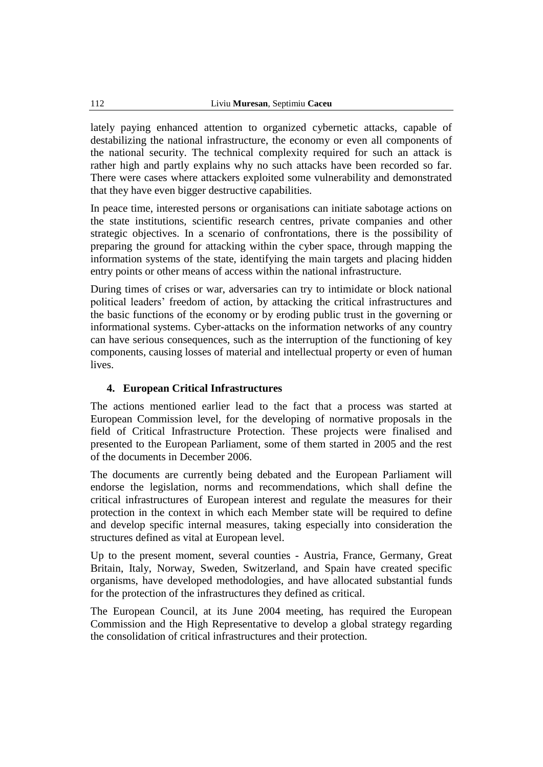lately paying enhanced attention to organized cybernetic attacks, capable of destabilizing the national infrastructure, the economy or even all components of the national security. The technical complexity required for such an attack is rather high and partly explains why no such attacks have been recorded so far. There were cases where attackers exploited some vulnerability and demonstrated that they have even bigger destructive capabilities.

In peace time, interested persons or organisations can initiate sabotage actions on the state institutions, scientific research centres, private companies and other strategic objectives. In a scenario of confrontations, there is the possibility of preparing the ground for attacking within the cyber space, through mapping the information systems of the state, identifying the main targets and placing hidden entry points or other means of access within the national infrastructure.

During times of crises or war, adversaries can try to intimidate or block national political leaders' freedom of action, by attacking the critical infrastructures and the basic functions of the economy or by eroding public trust in the governing or informational systems. Cyber-attacks on the information networks of any country can have serious consequences, such as the interruption of the functioning of key components, causing losses of material and intellectual property or even of human lives.

## 4. European Critical Infrastructures

The actions mentioned earlier lead to the fact that a process was started at European Commission level, for the developing of normative proposals in the field of Critical Infrastructure Protection. These projects were finalised and presented to the European Parliament, some of them started in 2005 and the rest of the documents in December 2006.

The documents are currently being debated and the European Parliament will endorse the legislation, norms and recommendations, which shall define the critical infrastructures of European interest and regulate the measures for their protection in the context in which each Member state will be required to define and develop specific internal measures, taking especially into consideration the structures defined as vital at European level.

Up to the present moment, several counties - Austria, France, Germany, Great Britain, Italy, Norway, Sweden, Switzerland, and Spain have created specific organisms, have developed methodologies, and have allocated substantial funds for the protection of the infrastructures they defined as critical.

The European Council, at its June 2004 meeting, has required the European Commission and the High Representative to develop a global strategy regarding the consolidation of critical infrastructures and their protection.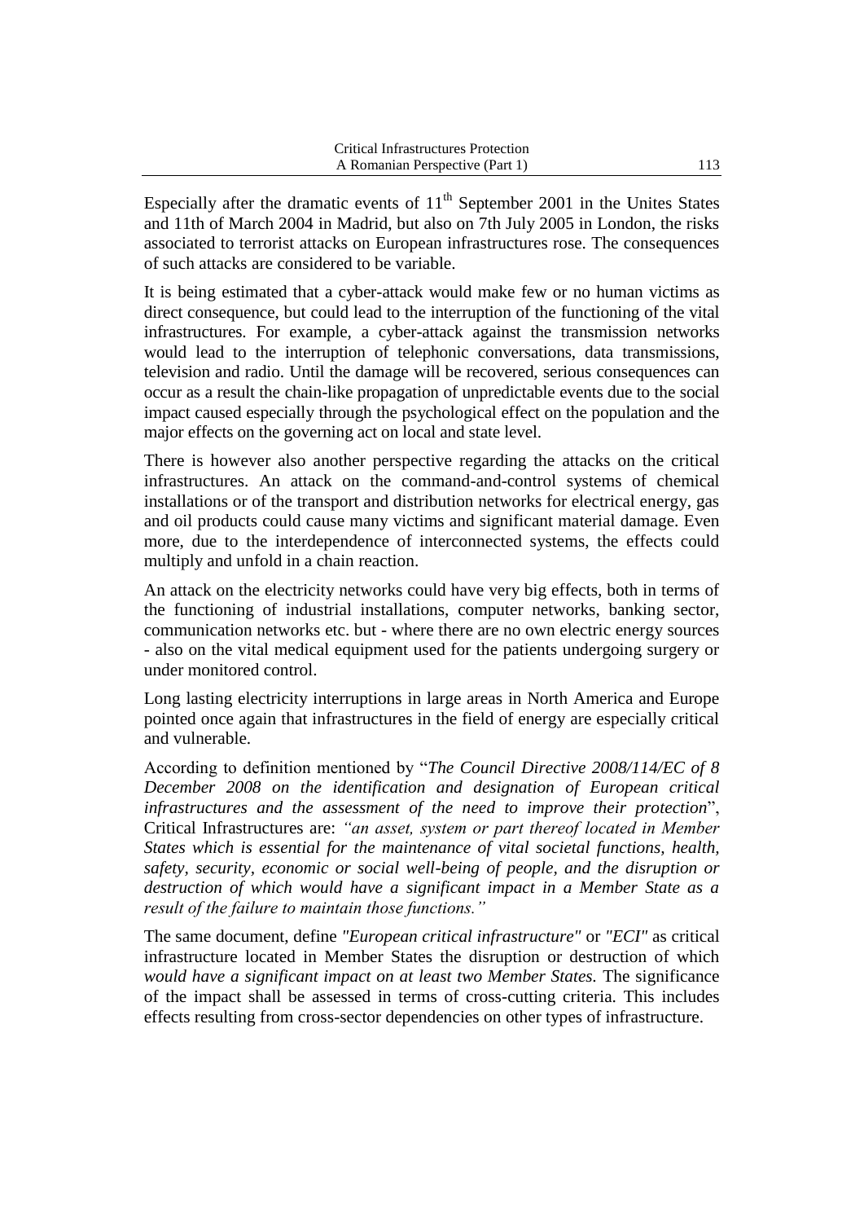Especially after the dramatic events of 11[th] September 2001 in the Unites States and 11th of March 2004 in Madrid, but also on 7th July 2005 in London, the risks associated to terrorist attacks on European infrastructures rose. The consequences of such attacks are considered to be variable.

It is being estimated that a cyber-attack would make few or no human victims as direct consequence, but could lead to the interruption of the functioning of the vital infrastructures. For example, a cyber-attack against the transmission networks would lead to the interruption of telephonic conversations, data transmissions, television and radio. Until the damage will be recovered, serious consequences can occur as a result the chain-like propagation of unpredictable events due to the social impact caused especially through the psychological effect on the population and the major effects on the governing act on local and state level.

There is however also another perspective regarding the attacks on the critical infrastructures. An attack on the command-and-control systems of chemical installations or of the transport and distribution networks for electrical energy, gas and oil products could cause many victims and significant material damage. Even more, due to the interdependence of interconnected systems, the effects could multiply and unfold in a chain reaction.

An attack on the electricity networks could have very big effects, both in terms of the functioning of industrial installations, computer networks, banking sector, communication networks etc. but - where there are no own electric energy sources - also on the vital medical equipment used for the patients undergoing surgery or under monitored control.

Long lasting electricity interruptions in large areas in North America and Europe pointed once again that infrastructures in the field of energy are especially critical and vulnerable.

According to definition mentioned by "*The Council Directive 2008/114/EC of 8 December 2008 on the identification and designation of European critical infrastructures and the assessment of the need to improve their protection*", Critical Infrastructures are: *"an asset, system or part thereof located in Member States which is essential for the maintenance of vital societal functions, health, safety, security, economic or social well-being of people, and the disruption or destruction of which would have a significant impact in a Member State as a result of the failure to maintain those functions."*

The same document, define *"European critical infrastructure"* or *"ECI"* as critical infrastructure located in Member States the disruption or destruction of which *would have a significant impact on at least two Member States.* The significance of the impact shall be assessed in terms of cross-cutting criteria. This includes effects resulting from cross-sector dependencies on other types of infrastructure.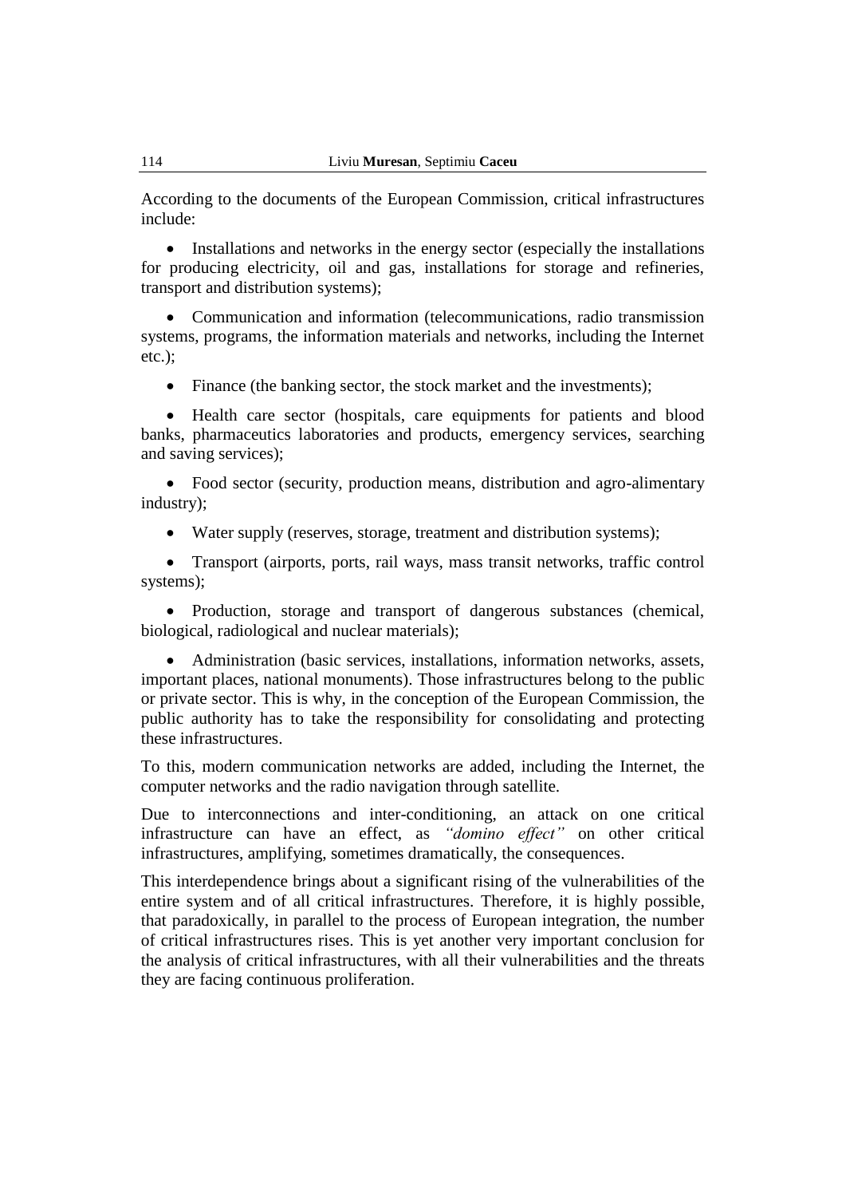According to the documents of the European Commission, critical infrastructures include:

- Installations and networks in the energy sector (especially the installations for producing electricity, oil and gas, installations for storage and refineries, transport and distribution systems);
- Communication and information (telecommunications, radio transmission systems, programs, the information materials and networks, including the Internet etc.);
- Finance (the banking sector, the stock market and the investments);
- Health care sector (hospitals, care equipments for patients and blood banks, pharmaceutics laboratories and products, emergency services, searching and saving services);
- Food sector (security, production means, distribution and agro-alimentary industry);
- Water supply (reserves, storage, treatment and distribution systems);
- Transport (airports, ports, rail ways, mass transit networks, traffic control systems);
- Production, storage and transport of dangerous substances (chemical, biological, radiological and nuclear materials);
- Administration (basic services, installations, information networks, assets, important places, national monuments). Those infrastructures belong to the public or private sector. This is why, in the conception of the European Commission, the public authority has to take the responsibility for consolidating and protecting these infrastructures.

To this, modern communication networks are added, including the Internet, the computer networks and the radio navigation through satellite.

Due to interconnections and inter-conditioning, an attack on one critical infrastructure can have an effect, as *"domino effect"* on other critical infrastructures, amplifying, sometimes dramatically, the consequences.

This interdependence brings about a significant rising of the vulnerabilities of the entire system and of all critical infrastructures. Therefore, it is highly possible, that paradoxically, in parallel to the process of European integration, the number of critical infrastructures rises. This is yet another very important conclusion for the analysis of critical infrastructures, with all their vulnerabilities and the threats they are facing continuous proliferation.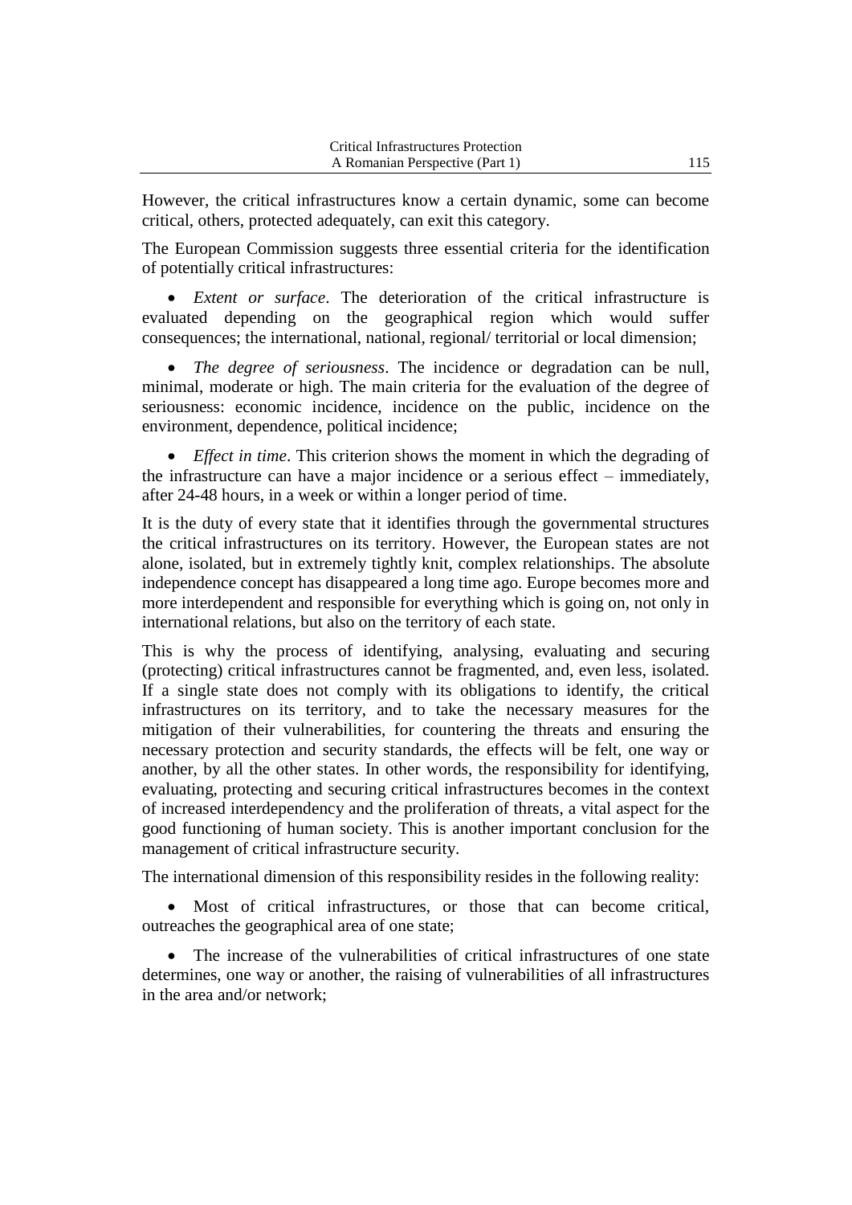However, the critical infrastructures know a certain dynamic, some can become critical, others, protected adequately, can exit this category.

The European Commission suggests three essential criteria for the identification of potentially critical infrastructures:

- *Extent or surface*. The deterioration of the critical infrastructure is evaluated depending on the geographical region which would suffer consequences; the international, national, regional/ territorial or local dimension;

- *The degree of seriousness*. The incidence or degradation can be null, minimal, moderate or high. The main criteria for the evaluation of the degree of seriousness: economic incidence, incidence on the public, incidence on the environment, dependence, political incidence;

- *Effect in time*. This criterion shows the moment in which the degrading of the infrastructure can have a major incidence or a serious effect – immediately, after 24-48 hours, in a week or within a longer period of time.

It is the duty of every state that it identifies through the governmental structures the critical infrastructures on its territory. However, the European states are not alone, isolated, but in extremely tightly knit, complex relationships. The absolute independence concept has disappeared a long time ago. Europe becomes more and more interdependent and responsible for everything which is going on, not only in international relations, but also on the territory of each state.

This is why the process of identifying, analysing, evaluating and securing (protecting) critical infrastructures cannot be fragmented, and, even less, isolated. If a single state does not comply with its obligations to identify, the critical infrastructures on its territory, and to take the necessary measures for the mitigation of their vulnerabilities, for countering the threats and ensuring the necessary protection and security standards, the effects will be felt, one way or another, by all the other states. In other words, the responsibility for identifying, evaluating, protecting and securing critical infrastructures becomes in the context of increased interdependency and the proliferation of threats, a vital aspect for the good functioning of human society. This is another important conclusion for the management of critical infrastructure security.

The international dimension of this responsibility resides in the following reality:

- Most of critical infrastructures, or those that can become critical, outreaches the geographical area of one state;

- The increase of the vulnerabilities of critical infrastructures of one state determines, one way or another, the raising of vulnerabilities of all infrastructures in the area and/or network;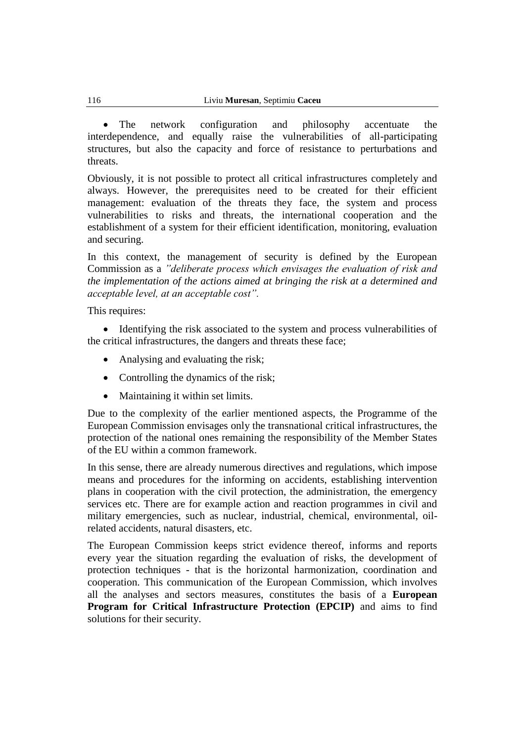- The network configuration and philosophy accentuate the interdependence, and equally raise the vulnerabilities of all-participating structures, but also the capacity and force of resistance to perturbations and threats.

Obviously, it is not possible to protect all critical infrastructures completely and always. However, the prerequisites need to be created for their efficient management: evaluation of the threats they face, the system and process vulnerabilities to risks and threats, the international cooperation and the establishment of a system for their efficient identification, monitoring, evaluation and securing.

In this context, the management of security is defined by the European Commission as a *"deliberate process which envisages the evaluation of risk and the implementation of the actions aimed at bringing the risk at a determined and acceptable level, at an acceptable cost".*

This requires:

- Identifying the risk associated to the system and process vulnerabilities of the critical infrastructures, the dangers and threats these face;
- Analysing and evaluating the risk;
- Controlling the dynamics of the risk;
- Maintaining it within set limits.

Due to the complexity of the earlier mentioned aspects, the Programme of the European Commission envisages only the transnational critical infrastructures, the protection of the national ones remaining the responsibility of the Member States of the EU within a common framework.

In this sense, there are already numerous directives and regulations, which impose means and procedures for the informing on accidents, establishing intervention plans in cooperation with the civil protection, the administration, the emergency services etc. There are for example action and reaction programmes in civil and military emergencies, such as nuclear, industrial, chemical, environmental, oil-related accidents, natural disasters, etc.

The European Commission keeps strict evidence thereof, informs and reports every year the situation regarding the evaluation of risks, the development of protection techniques - that is the horizontal harmonization, coordination and cooperation. This communication of the European Commission, which involves all the analyses and sectors measures, constitutes the basis of a **European Program for Critical Infrastructure Protection (EPCIP)** and aims to find solutions for their security.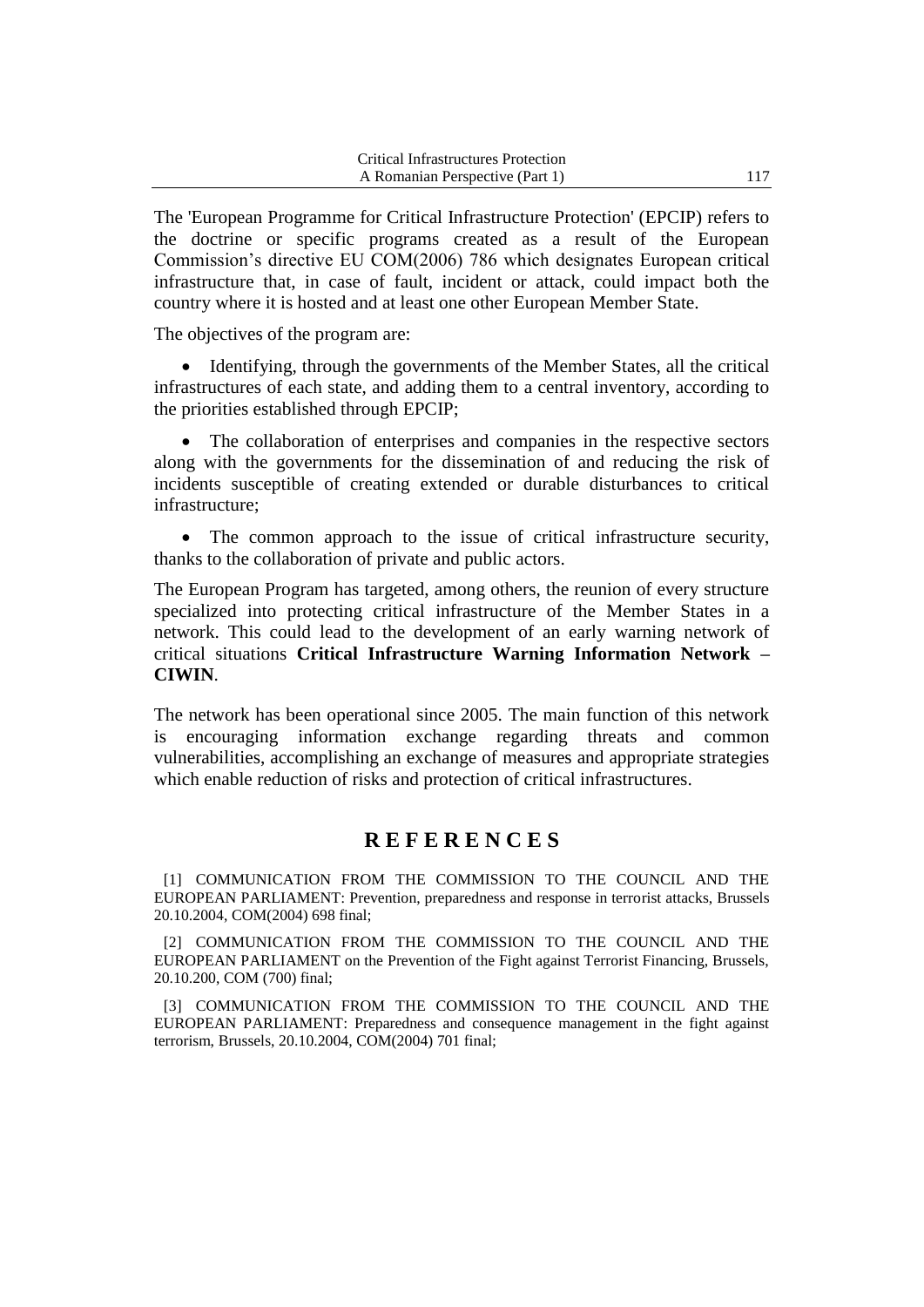The 'European Programme for Critical Infrastructure Protection' (EPCIP) refers to the doctrine or specific programs created as a result of the European Commission's directive EU COM(2006) 786 which designates European critical infrastructure that, in case of fault, incident or attack, could impact both the country where it is hosted and at least one other European Member State.

The objectives of the program are:

- Identifying, through the governments of the Member States, all the critical infrastructures of each state, and adding them to a central inventory, according to the priorities established through EPCIP;
- The collaboration of enterprises and companies in the respective sectors along with the governments for the dissemination of and reducing the risk of incidents susceptible of creating extended or durable disturbances to critical infrastructure;
- The common approach to the issue of critical infrastructure security, thanks to the collaboration of private and public actors.

The European Program has targeted, among others, the reunion of every structure specialized into protecting critical infrastructure of the Member States in a network. This could lead to the development of an early warning network of critical situations **Critical Infrastructure Warning Information Network – CIWIN**.

The network has been operational since 2005. The main function of this network is encouraging information exchange regarding threats and common vulnerabilities, accomplishing an exchange of measures and appropriate strategies which enable reduction of risks and protection of critical infrastructures.

## REFERENCES

[1] COMMUNICATION FROM THE COMMISSION TO THE COUNCIL AND THE EUROPEAN PARLIAMENT: Prevention, preparedness and response in terrorist attacks, Brussels 20.10.2004, COM(2004) 698 final;

[2] COMMUNICATION FROM THE COMMISSION TO THE COUNCIL AND THE EUROPEAN PARLIAMENT on the Prevention of the Fight against Terrorist Financing, Brussels, 20.10.200, COM (700) final;

[3] COMMUNICATION FROM THE COMMISSION TO THE COUNCIL AND THE EUROPEAN PARLIAMENT: Preparedness and consequence management in the fight against terrorism, Brussels, 20.10.2004, COM(2004) 701 final;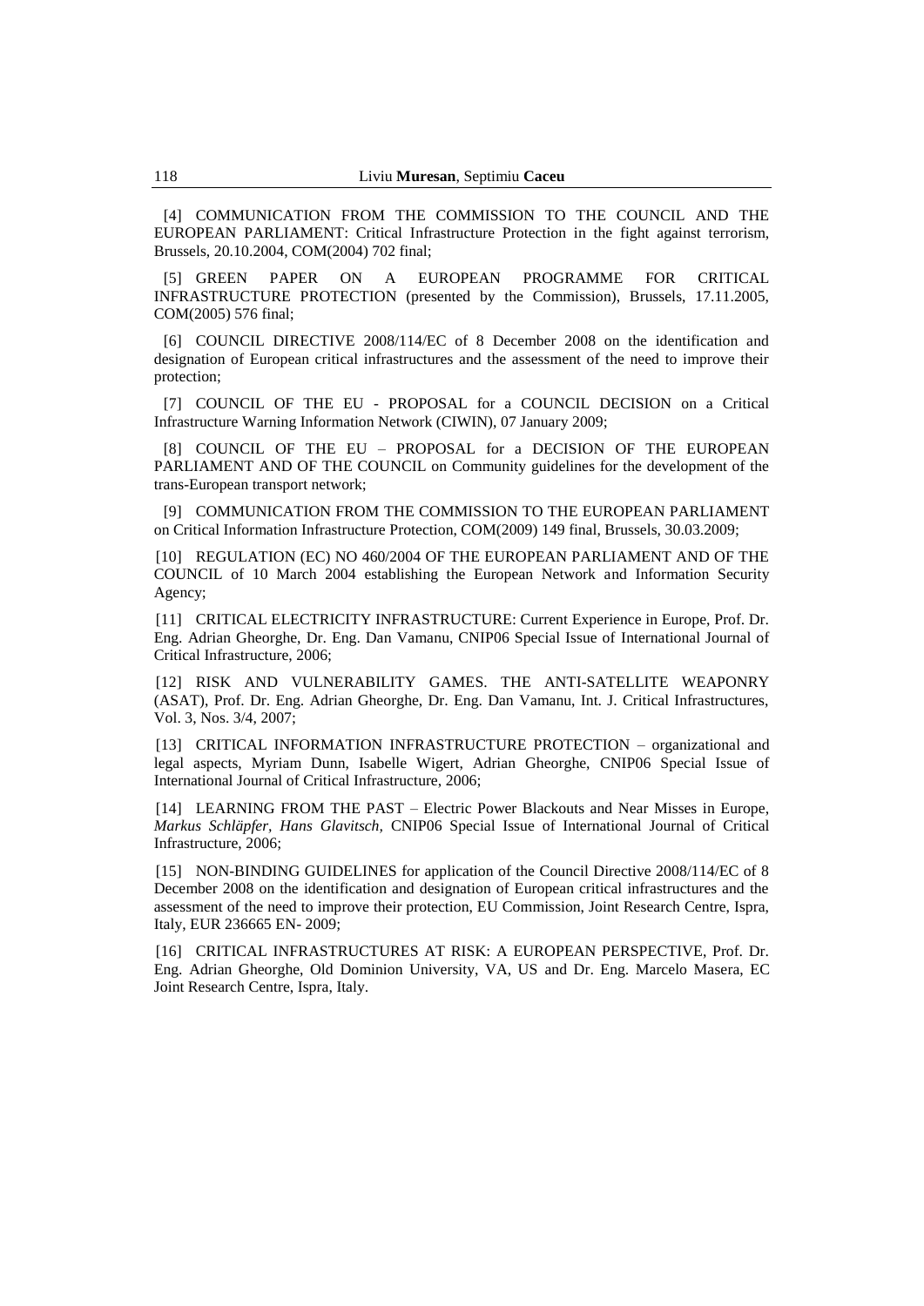[4] COMMUNICATION FROM THE COMMISSION TO THE COUNCIL AND THE EUROPEAN PARLIAMENT: Critical Infrastructure Protection in the fight against terrorism, Brussels, 20.10.2004, COM(2004) 702 final;

[5] GREEN PAPER ON A EUROPEAN PROGRAMME FOR CRITICAL INFRASTRUCTURE PROTECTION (presented by the Commission), Brussels, 17.11.2005, COM(2005) 576 final;

[6] COUNCIL DIRECTIVE 2008/114/EC of 8 December 2008 on the identification and designation of European critical infrastructures and the assessment of the need to improve their protection;

[7] COUNCIL OF THE EU - PROPOSAL for a COUNCIL DECISION on a Critical Infrastructure Warning Information Network (CIWIN), 07 January 2009;

[8] COUNCIL OF THE EU – PROPOSAL for a DECISION OF THE EUROPEAN PARLIAMENT AND OF THE COUNCIL on Community guidelines for the development of the trans-European transport network;

[9] COMMUNICATION FROM THE COMMISSION TO THE EUROPEAN PARLIAMENT on Critical Information Infrastructure Protection, COM(2009) 149 final, Brussels, 30.03.2009;

[10] REGULATION (EC) NO 460/2004 OF THE EUROPEAN PARLIAMENT AND OF THE COUNCIL of 10 March 2004 establishing the European Network and Information Security Agency;

[11] CRITICAL ELECTRICITY INFRASTRUCTURE: Current Experience in Europe, Prof. Dr. Eng. Adrian Gheorghe, Dr. Eng. Dan Vamanu, CNIP06 Special Issue of International Journal of Critical Infrastructure, 2006;

[12] RISK AND VULNERABILITY GAMES. THE ANTI-SATELLITE WEAPONRY (ASAT), Prof. Dr. Eng. Adrian Gheorghe, Dr. Eng. Dan Vamanu, Int. J. Critical Infrastructures, Vol. 3, Nos. 3/4, 2007;

[13] CRITICAL INFORMATION INFRASTRUCTURE PROTECTION – organizational and legal aspects, Myriam Dunn, Isabelle Wigert, Adrian Gheorghe, CNIP06 Special Issue of International Journal of Critical Infrastructure, 2006;

[14] LEARNING FROM THE PAST – Electric Power Blackouts and Near Misses in Europe, *Markus Schläpfer, Hans Glavitsch,* CNIP06 Special Issue of International Journal of Critical Infrastructure, 2006;

[15] NON-BINDING GUIDELINES for application of the Council Directive 2008/114/EC of 8 December 2008 on the identification and designation of European critical infrastructures and the assessment of the need to improve their protection, EU Commission, Joint Research Centre, Ispra, Italy, EUR 236665 EN- 2009;

[16] CRITICAL INFRASTRUCTURES AT RISK: A EUROPEAN PERSPECTIVE, Prof. Dr. Eng. Adrian Gheorghe, Old Dominion University, VA, US and Dr. Eng. Marcelo Masera, EC Joint Research Centre, Ispra, Italy.